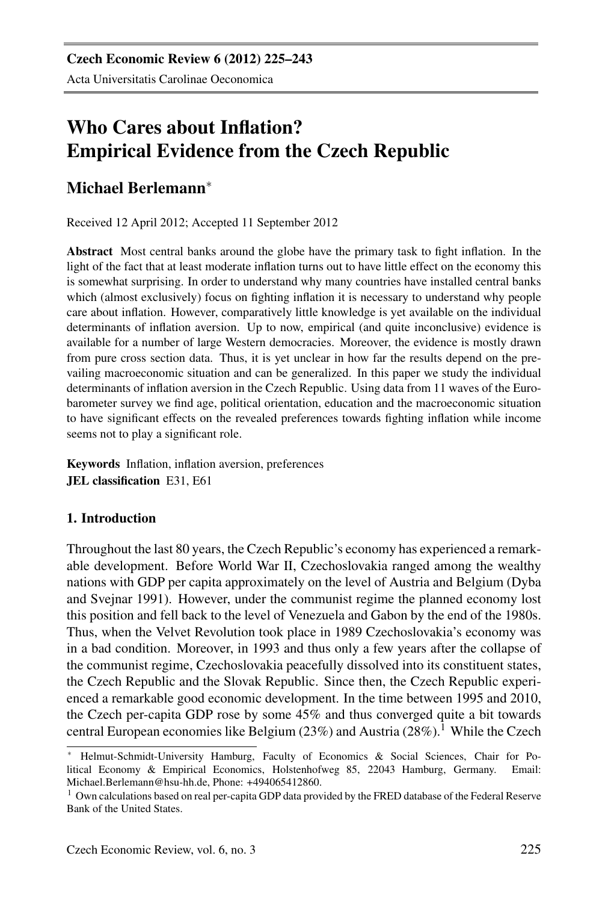# Who Cares about Inflation? Empirical Evidence from the Czech Republic

**Michael Berlemann**[*]

Received 12 April 2012; Accepted 11 September 2012

**Abstract** Most central banks around the globe have the primary task to fight inflation. In the light of the fact that at least moderate inflation turns out to have little effect on the economy this is somewhat surprising. In order to understand why many countries have installed central banks which (almost exclusively) focus on fighting inflation it is necessary to understand why people care about inflation. However, comparatively little knowledge is yet available on the individual determinants of inflation aversion. Up to now, empirical (and quite inconclusive) evidence is available for a number of large Western democracies. Moreover, the evidence is mostly drawn from pure cross section data. Thus, it is yet unclear in how far the results depend on the prevailing macroeconomic situation and can be generalized. In this paper we study the individual determinants of inflation aversion in the Czech Republic. Using data from 11 waves of the Eurobarometer survey we find age, political orientation, education and the macroeconomic situation to have significant effects on the revealed preferences towards fighting inflation while income seems not to play a significant role.

**Keywords** Inflation, inflation aversion, preferences
**JEL classification** E31, E61

## 1. Introduction

Throughout the last 80 years, the Czech Republic's economy has experienced a remarkable development. Before World War II, Czechoslovakia ranged among the wealthy nations with GDP per capita approximately on the level of Austria and Belgium (Dyba and Svejnar 1991). However, under the communist regime the planned economy lost this position and fell back to the level of Venezuela and Gabon by the end of the 1980s. Thus, when the Velvet Revolution took place in 1989 Czechoslovakia's economy was in a bad condition. Moreover, in 1993 and thus only a few years after the collapse of the communist regime, Czechoslovakia peacefully dissolved into its constituent states, the Czech Republic and the Slovak Republic. Since then, the Czech Republic experienced a remarkable good economic development. In the time between 1995 and 2010, the Czech per-capita GDP rose by some 45% and thus converged quite a bit towards central European economies like Belgium (23%) and Austria (28%).[1] While the Czech

[*] Helmut-Schmidt-University Hamburg, Faculty of Economics & Social Sciences, Chair for Political Economy & Empirical Economics, Holstenhofweg 85, 22043 Hamburg, Germany. Email: Michael.Berlemann@hsu-hh.de, Phone: +494065412860.

[1] Own calculations based on real per-capita GDP data provided by the FRED database of the Federal Reserve Bank of the United States.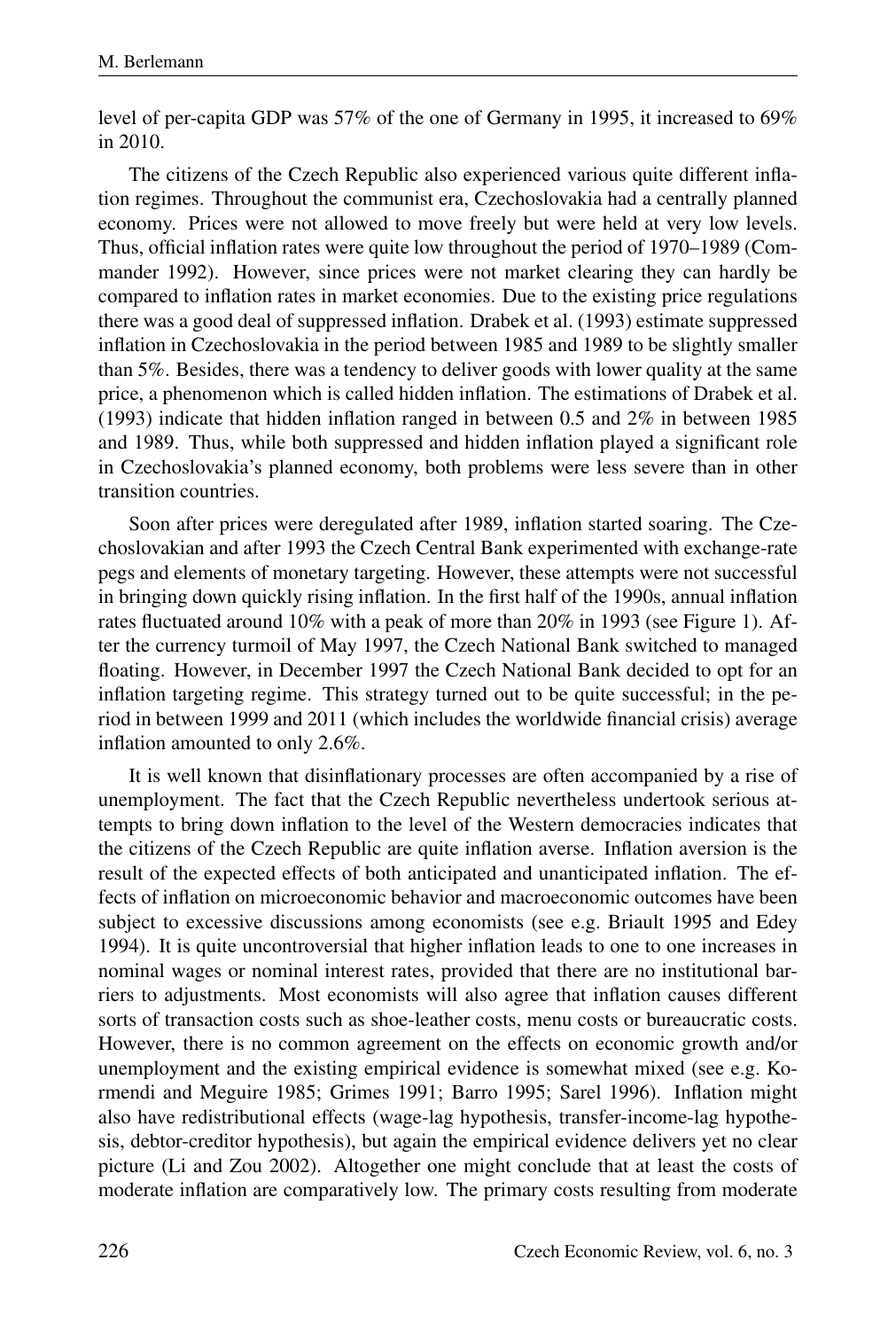level of per-capita GDP was 57% of the one of Germany in 1995, it increased to 69% in 2010.

The citizens of the Czech Republic also experienced various quite different inflation regimes. Throughout the communist era, Czechoslovakia had a centrally planned economy. Prices were not allowed to move freely but were held at very low levels. Thus, official inflation rates were quite low throughout the period of 1970–1989 (Commander 1992). However, since prices were not market clearing they can hardly be compared to inflation rates in market economies. Due to the existing price regulations there was a good deal of suppressed inflation. Drabek et al. (1993) estimate suppressed inflation in Czechoslovakia in the period between 1985 and 1989 to be slightly smaller than 5%. Besides, there was a tendency to deliver goods with lower quality at the same price, a phenomenon which is called hidden inflation. The estimations of Drabek et al. (1993) indicate that hidden inflation ranged in between 0.5 and 2% in between 1985 and 1989. Thus, while both suppressed and hidden inflation played a significant role in Czechoslovakia's planned economy, both problems were less severe than in other transition countries.

Soon after prices were deregulated after 1989, inflation started soaring. The Czechoslovakian and after 1993 the Czech Central Bank experimented with exchange-rate pegs and elements of monetary targeting. However, these attempts were not successful in bringing down quickly rising inflation. In the first half of the 1990s, annual inflation rates fluctuated around 10% with a peak of more than 20% in 1993 (see Figure 1). After the currency turmoil of May 1997, the Czech National Bank switched to managed floating. However, in December 1997 the Czech National Bank decided to opt for an inflation targeting regime. This strategy turned out to be quite successful; in the period in between 1999 and 2011 (which includes the worldwide financial crisis) average inflation amounted to only 2.6%.

It is well known that disinflationary processes are often accompanied by a rise of unemployment. The fact that the Czech Republic nevertheless undertook serious attempts to bring down inflation to the level of the Western democracies indicates that the citizens of the Czech Republic are quite inflation averse. Inflation aversion is the result of the expected effects of both anticipated and unanticipated inflation. The effects of inflation on microeconomic behavior and macroeconomic outcomes have been subject to excessive discussions among economists (see e.g. Briault 1995 and Edey 1994). It is quite uncontroversial that higher inflation leads to one to one increases in nominal wages or nominal interest rates, provided that there are no institutional barriers to adjustments. Most economists will also agree that inflation causes different sorts of transaction costs such as shoe-leather costs, menu costs or bureaucratic costs. However, there is no common agreement on the effects on economic growth and/or unemployment and the existing empirical evidence is somewhat mixed (see e.g. Kormendi and Meguire 1985; Grimes 1991; Barro 1995; Sarel 1996). Inflation might also have redistributional effects (wage-lag hypothesis, transfer-income-lag hypothesis, debtor-creditor hypothesis), but again the empirical evidence delivers yet no clear picture (Li and Zou 2002). Altogether one might conclude that at least the costs of moderate inflation are comparatively low. The primary costs resulting from moderate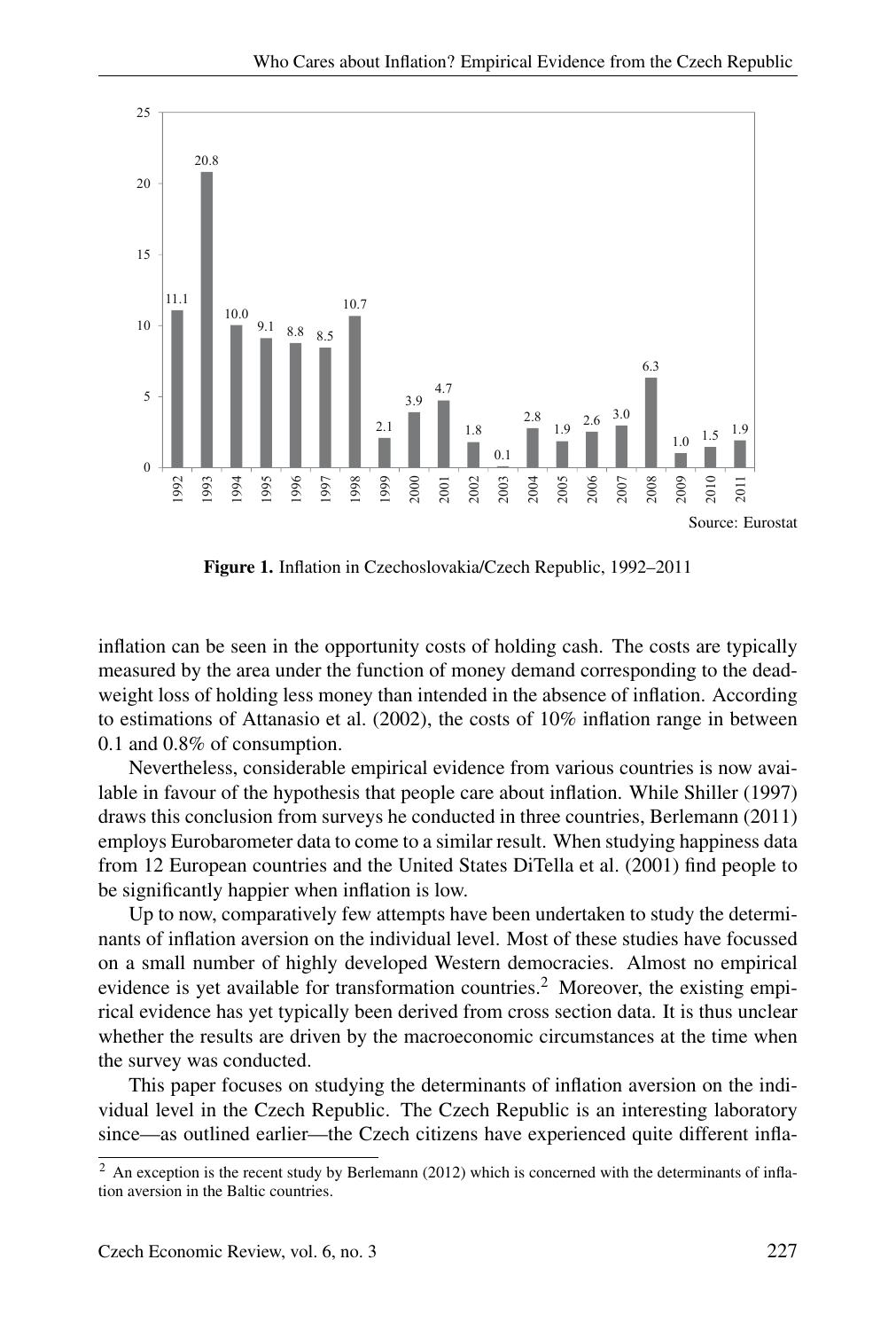Source: Eurostat

**Figure 1.** Inflation in Czechoslovakia/Czech Republic, 1992–2011

inflation can be seen in the opportunity costs of holding cash. The costs are typically measured by the area under the function of money demand corresponding to the deadweight loss of holding less money than intended in the absence of inflation. According to estimations of Attanasio et al. (2002), the costs of 10% inflation range in between 0.1 and 0.8% of consumption.

Nevertheless, considerable empirical evidence from various countries is now available in favour of the hypothesis that people care about inflation. While Shiller (1997) draws this conclusion from surveys he conducted in three countries, Berlemann (2011) employs Eurobarometer data to come to a similar result. When studying happiness data from 12 European countries and the United States DiTella et al. (2001) find people to be significantly happier when inflation is low.

Up to now, comparatively few attempts have been undertaken to study the determinants of inflation aversion on the individual level. Most of these studies have focussed on a small number of highly developed Western democracies. Almost no empirical evidence is yet available for transformation countries.[2] Moreover, the existing empirical evidence has yet typically been derived from cross section data. It is thus unclear whether the results are driven by the macroeconomic circumstances at the time when the survey was conducted.

This paper focuses on studying the determinants of inflation aversion on the individual level in the Czech Republic. The Czech Republic is an interesting laboratory since—as outlined earlier—the Czech citizens have experienced quite different infla-

[2] An exception is the recent study by Berlemann (2012) which is concerned with the determinants of inflation aversion in the Baltic countries.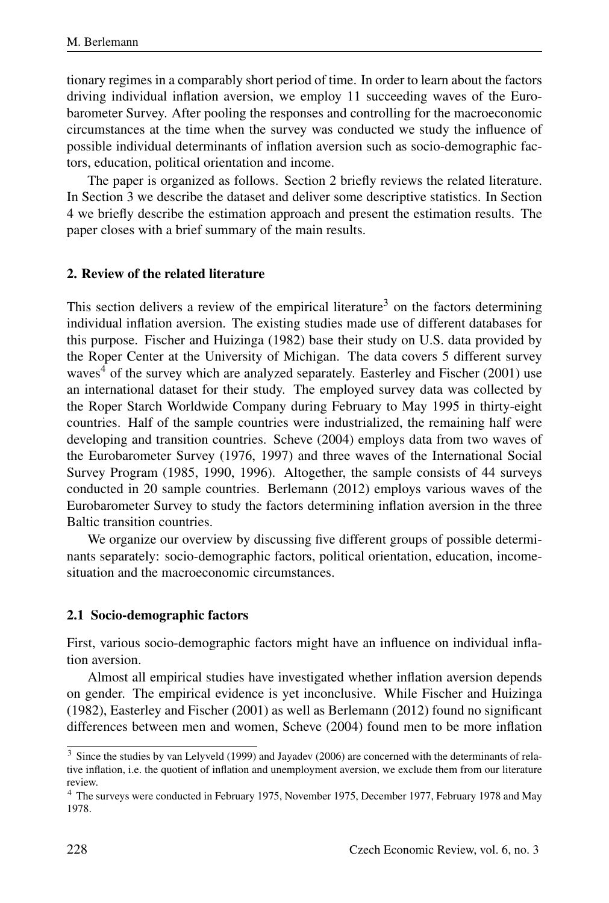tionary regimes in a comparably short period of time. In order to learn about the factors driving individual inflation aversion, we employ 11 succeeding waves of the Eurobarometer Survey. After pooling the responses and controlling for the macroeconomic circumstances at the time when the survey was conducted we study the influence of possible individual determinants of inflation aversion such as socio-demographic factors, education, political orientation and income.

The paper is organized as follows. Section 2 briefly reviews the related literature. In Section 3 we describe the dataset and deliver some descriptive statistics. In Section 4 we briefly describe the estimation approach and present the estimation results. The paper closes with a brief summary of the main results.

## 2. Review of the related literature

This section delivers a review of the empirical literature[3] on the factors determining individual inflation aversion. The existing studies made use of different databases for this purpose. Fischer and Huizinga (1982) base their study on U.S. data provided by the Roper Center at the University of Michigan. The data covers 5 different survey waves[4] of the survey which are analyzed separately. Easterley and Fischer (2001) use an international dataset for their study. The employed survey data was collected by the Roper Starch Worldwide Company during February to May 1995 in thirty-eight countries. Half of the sample countries were industrialized, the remaining half were developing and transition countries. Scheve (2004) employs data from two waves of the Eurobarometer Survey (1976, 1997) and three waves of the International Social Survey Program (1985, 1990, 1996). Altogether, the sample consists of 44 surveys conducted in 20 sample countries. Berlemann (2012) employs various waves of the Eurobarometer Survey to study the factors determining inflation aversion in the three Baltic transition countries.

We organize our overview by discussing five different groups of possible determinants separately: socio-demographic factors, political orientation, education, income-situation and the macroeconomic circumstances.

### 2.1 Socio-demographic factors

First, various socio-demographic factors might have an influence on individual inflation aversion.

Almost all empirical studies have investigated whether inflation aversion depends on gender. The empirical evidence is yet inconclusive. While Fischer and Huizinga (1982), Easterley and Fischer (2001) as well as Berlemann (2012) found no significant differences between men and women, Scheve (2004) found men to be more inflation

---

[3] Since the studies by van Lelyveld (1999) and Jayadev (2006) are concerned with the determinants of relative inflation, i.e. the quotient of inflation and unemployment aversion, we exclude them from our literature review.

[4] The surveys were conducted in February 1975, November 1975, December 1977, February 1978 and May 1978.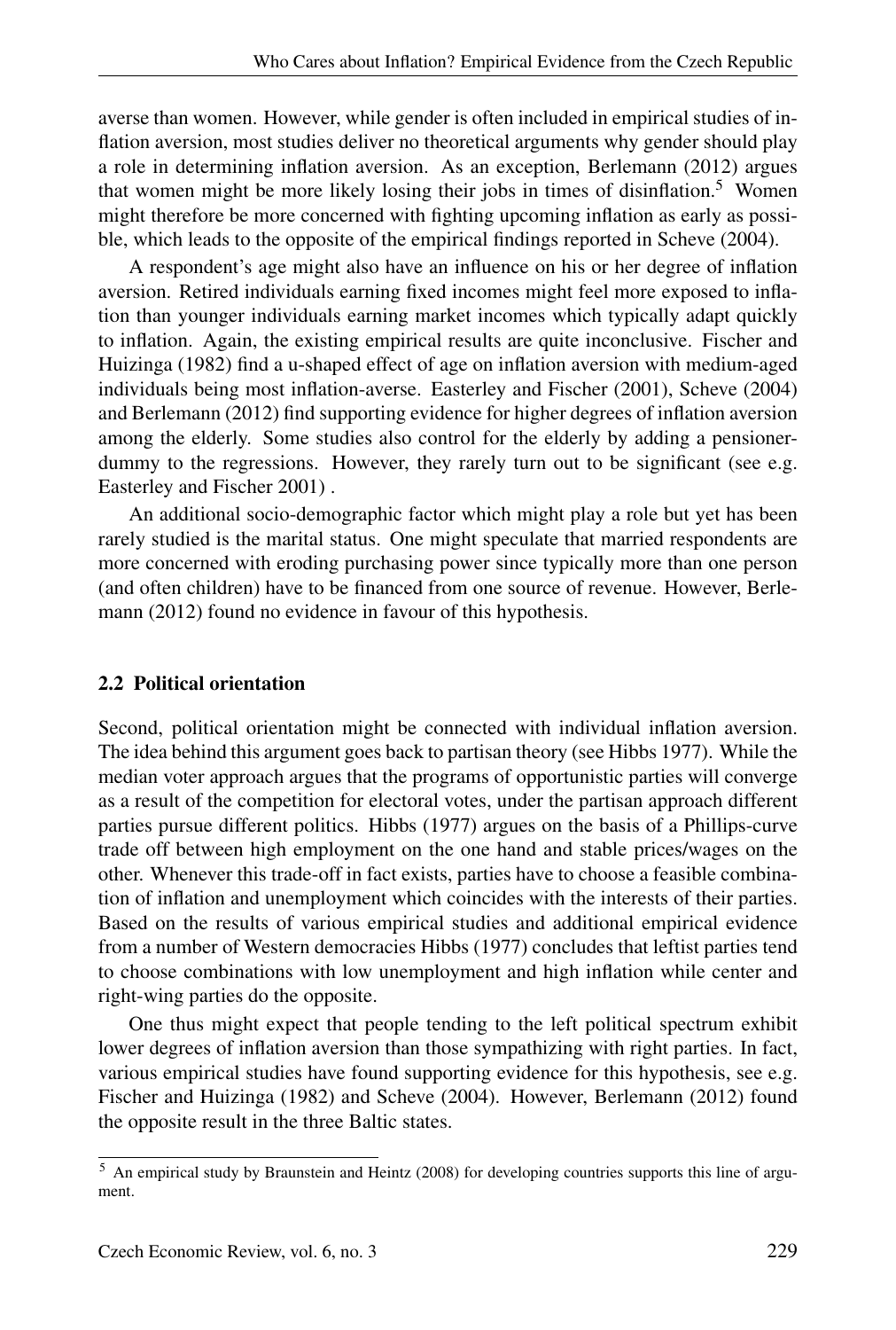averse than women. However, while gender is often included in empirical studies of inflation aversion, most studies deliver no theoretical arguments why gender should play a role in determining inflation aversion. As an exception, Berlemann (2012) argues that women might be more likely losing their jobs in times of disinflation.[5] Women might therefore be more concerned with fighting upcoming inflation as early as possible, which leads to the opposite of the empirical findings reported in Scheve (2004).

A respondent's age might also have an influence on his or her degree of inflation aversion. Retired individuals earning fixed incomes might feel more exposed to inflation than younger individuals earning market incomes which typically adapt quickly to inflation. Again, the existing empirical results are quite inconclusive. Fischer and Huizinga (1982) find a u-shaped effect of age on inflation aversion with medium-aged individuals being most inflation-averse. Easterley and Fischer (2001), Scheve (2004) and Berlemann (2012) find supporting evidence for higher degrees of inflation aversion among the elderly. Some studies also control for the elderly by adding a pensioner-dummy to the regressions. However, they rarely turn out to be significant (see e.g. Easterley and Fischer 2001) .

An additional socio-demographic factor which might play a role but yet has been rarely studied is the marital status. One might speculate that married respondents are more concerned with eroding purchasing power since typically more than one person (and often children) have to be financed from one source of revenue. However, Berlemann (2012) found no evidence in favour of this hypothesis.

### 2.2 Political orientation

Second, political orientation might be connected with individual inflation aversion. The idea behind this argument goes back to partisan theory (see Hibbs 1977). While the median voter approach argues that the programs of opportunistic parties will converge as a result of the competition for electoral votes, under the partisan approach different parties pursue different politics. Hibbs (1977) argues on the basis of a Phillips-curve trade off between high employment on the one hand and stable prices/wages on the other. Whenever this trade-off in fact exists, parties have to choose a feasible combination of inflation and unemployment which coincides with the interests of their parties. Based on the results of various empirical studies and additional empirical evidence from a number of Western democracies Hibbs (1977) concludes that leftist parties tend to choose combinations with low unemployment and high inflation while center and right-wing parties do the opposite.

One thus might expect that people tending to the left political spectrum exhibit lower degrees of inflation aversion than those sympathizing with right parties. In fact, various empirical studies have found supporting evidence for this hypothesis, see e.g. Fischer and Huizinga (1982) and Scheve (2004). However, Berlemann (2012) found the opposite result in the three Baltic states.

[5] An empirical study by Braunstein and Heintz (2008) for developing countries supports this line of argument.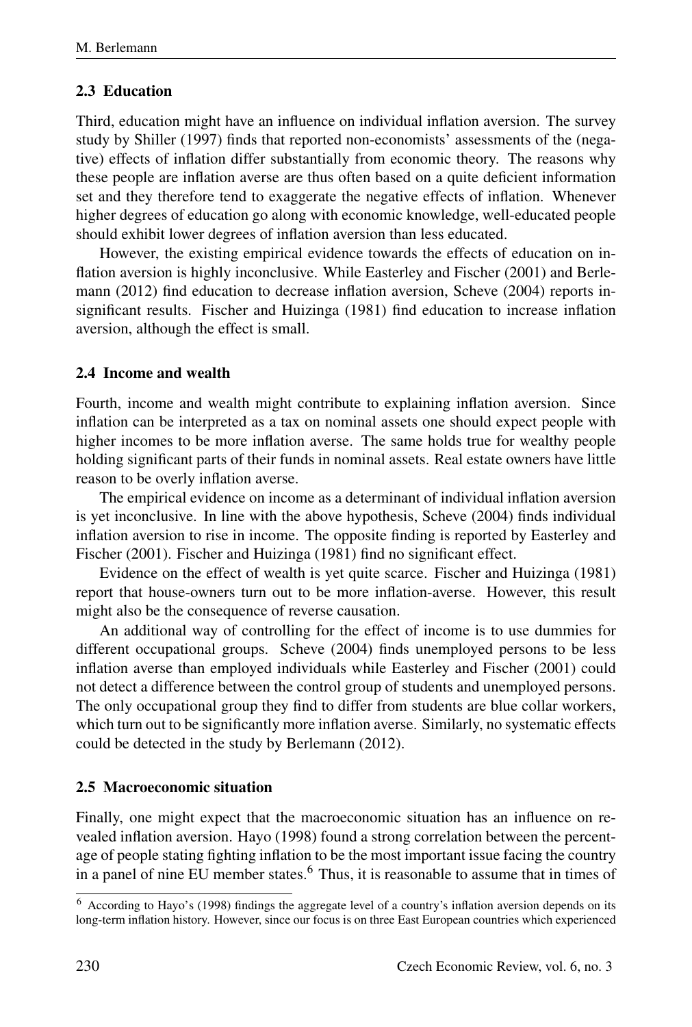### 2.3 Education

Third, education might have an influence on individual inflation aversion. The survey study by Shiller (1997) finds that reported non-economists' assessments of the (negative) effects of inflation differ substantially from economic theory. The reasons why these people are inflation averse are thus often based on a quite deficient information set and they therefore tend to exaggerate the negative effects of inflation. Whenever higher degrees of education go along with economic knowledge, well-educated people should exhibit lower degrees of inflation aversion than less educated.

However, the existing empirical evidence towards the effects of education on inflation aversion is highly inconclusive. While Easterley and Fischer (2001) and Berlemann (2012) find education to decrease inflation aversion, Scheve (2004) reports insignificant results. Fischer and Huizinga (1981) find education to increase inflation aversion, although the effect is small.

### 2.4 Income and wealth

Fourth, income and wealth might contribute to explaining inflation aversion. Since inflation can be interpreted as a tax on nominal assets one should expect people with higher incomes to be more inflation averse. The same holds true for wealthy people holding significant parts of their funds in nominal assets. Real estate owners have little reason to be overly inflation averse.

The empirical evidence on income as a determinant of individual inflation aversion is yet inconclusive. In line with the above hypothesis, Scheve (2004) finds individual inflation aversion to rise in income. The opposite finding is reported by Easterley and Fischer (2001). Fischer and Huizinga (1981) find no significant effect.

Evidence on the effect of wealth is yet quite scarce. Fischer and Huizinga (1981) report that house-owners turn out to be more inflation-averse. However, this result might also be the consequence of reverse causation.

An additional way of controlling for the effect of income is to use dummies for different occupational groups. Scheve (2004) finds unemployed persons to be less inflation averse than employed individuals while Easterley and Fischer (2001) could not detect a difference between the control group of students and unemployed persons. The only occupational group they find to differ from students are blue collar workers, which turn out to be significantly more inflation averse. Similarly, no systematic effects could be detected in the study by Berlemann (2012).

### 2.5 Macroeconomic situation

Finally, one might expect that the macroeconomic situation has an influence on revealed inflation aversion. Hayo (1998) found a strong correlation between the percentage of people stating fighting inflation to be the most important issue facing the country in a panel of nine EU member states.[6] Thus, it is reasonable to assume that in times of

[6] According to Hayo's (1998) findings the aggregate level of a country's inflation aversion depends on its long-term inflation history. However, since our focus is on three East European countries which experienced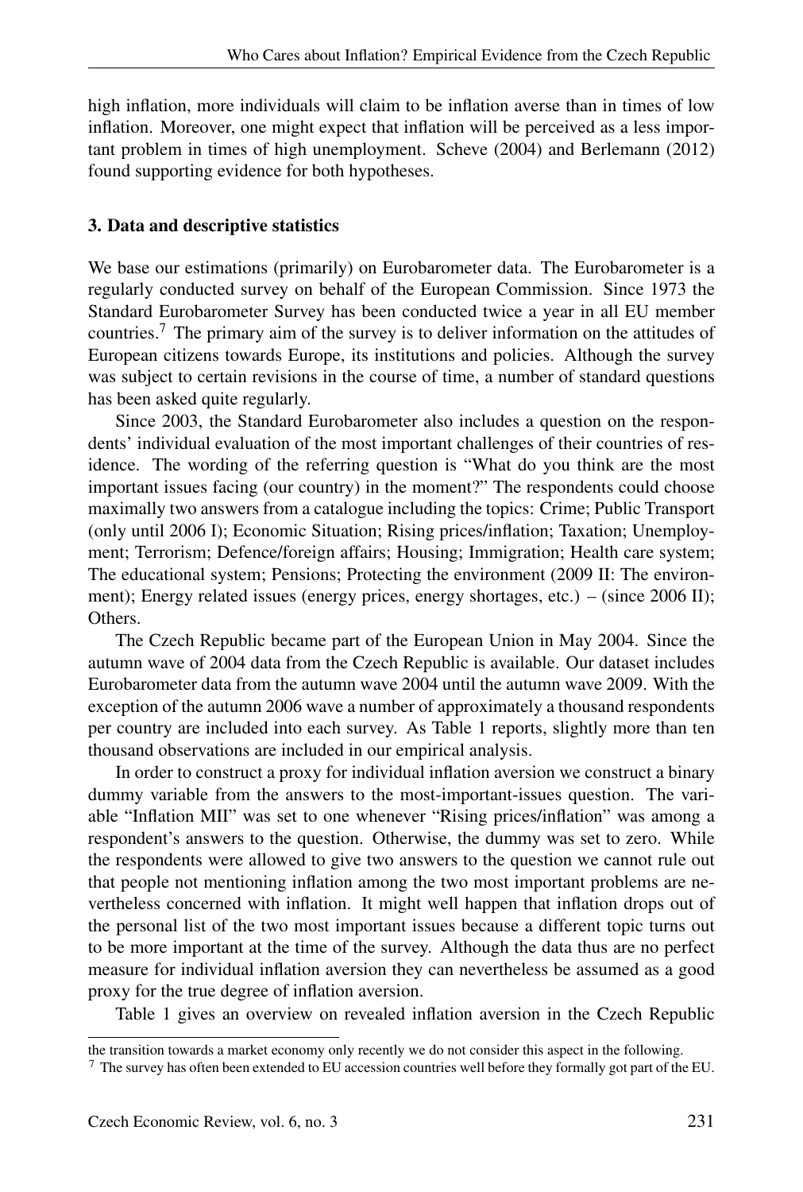high inflation, more individuals will claim to be inflation averse than in times of low inflation. Moreover, one might expect that inflation will be perceived as a less important problem in times of high unemployment. Scheve (2004) and Berlemann (2012) found supporting evidence for both hypotheses.

### 3. Data and descriptive statistics

We base our estimations (primarily) on Eurobarometer data. The Eurobarometer is a regularly conducted survey on behalf of the European Commission. Since 1973 the Standard Eurobarometer Survey has been conducted twice a year in all EU member countries.[7] The primary aim of the survey is to deliver information on the attitudes of European citizens towards Europe, its institutions and policies. Although the survey was subject to certain revisions in the course of time, a number of standard questions has been asked quite regularly.

Since 2003, the Standard Eurobarometer also includes a question on the respondents' individual evaluation of the most important challenges of their countries of residence. The wording of the referring question is "What do you think are the most important issues facing (our country) in the moment?" The respondents could choose maximally two answers from a catalogue including the topics: Crime; Public Transport (only until 2006 I); Economic Situation; Rising prices/inflation; Taxation; Unemployment; Terrorism; Defence/foreign affairs; Housing; Immigration; Health care system; The educational system; Pensions; Protecting the environment (2009 II: The environment); Energy related issues (energy prices, energy shortages, etc.) – (since 2006 II); Others.

The Czech Republic became part of the European Union in May 2004. Since the autumn wave of 2004 data from the Czech Republic is available. Our dataset includes Eurobarometer data from the autumn wave 2004 until the autumn wave 2009. With the exception of the autumn 2006 wave a number of approximately a thousand respondents per country are included into each survey. As Table 1 reports, slightly more than ten thousand observations are included in our empirical analysis.

In order to construct a proxy for individual inflation aversion we construct a binary dummy variable from the answers to the most-important-issues question. The variable "Inflation MII" was set to one whenever "Rising prices/inflation" was among a respondent's answers to the question. Otherwise, the dummy was set to zero. While the respondents were allowed to give two answers to the question we cannot rule out that people not mentioning inflation among the two most important problems are nevertheless concerned with inflation. It might well happen that inflation drops out of the personal list of the two most important issues because a different topic turns out to be more important at the time of the survey. Although the data thus are no perfect measure for individual inflation aversion they can nevertheless be assumed as a good proxy for the true degree of inflation aversion.

Table 1 gives an overview on revealed inflation aversion in the Czech Republic

---

the transition towards a market economy only recently we do not consider this aspect in the following.

[7] The survey has often been extended to EU accession countries well before they formally got part of the EU.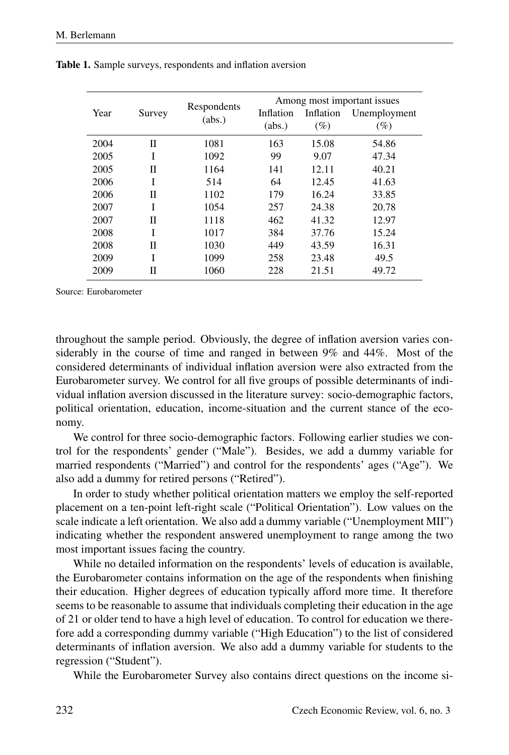**Table 1.** Sample surveys, respondents and inflation aversion

| Year | Survey | Respondents (abs.) | Among most important issues | | |
|---|---|---|---|---|---|
| | | | Inflation (abs.) | Inflation (%) | Unemployment (%) |
| 2004 | II | 1081 | 163 | 15.08 | 54.86 |
| 2005 | I | 1092 | 99 | 9.07 | 47.34 |
| 2005 | II | 1164 | 141 | 12.11 | 40.21 |
| 2006 | I | 514 | 64 | 12.45 | 41.63 |
| 2006 | II | 1102 | 179 | 16.24 | 33.85 |
| 2007 | I | 1054 | 257 | 24.38 | 20.78 |
| 2007 | II | 1118 | 462 | 41.32 | 12.97 |
| 2008 | I | 1017 | 384 | 37.76 | 15.24 |
| 2008 | II | 1030 | 449 | 43.59 | 16.31 |
| 2009 | I | 1099 | 258 | 23.48 | 49.5 |
| 2009 | II | 1060 | 228 | 21.51 | 49.72 |

Source: Eurobarometer

throughout the sample period. Obviously, the degree of inflation aversion varies considerably in the course of time and ranged in between 9% and 44%. Most of the considered determinants of individual inflation aversion were also extracted from the Eurobarometer survey. We control for all five groups of possible determinants of individual inflation aversion discussed in the literature survey: socio-demographic factors, political orientation, education, income-situation and the current stance of the economy.

We control for three socio-demographic factors. Following earlier studies we control for the respondents' gender ("Male"). Besides, we add a dummy variable for married respondents ("Married") and control for the respondents' ages ("Age"). We also add a dummy for retired persons ("Retired").

In order to study whether political orientation matters we employ the self-reported placement on a ten-point left-right scale ("Political Orientation"). Low values on the scale indicate a left orientation. We also add a dummy variable ("Unemployment MII") indicating whether the respondent answered unemployment to range among the two most important issues facing the country.

While no detailed information on the respondents' levels of education is available, the Eurobarometer contains information on the age of the respondents when finishing their education. Higher degrees of education typically afford more time. It therefore seems to be reasonable to assume that individuals completing their education in the age of 21 or older tend to have a high level of education. To control for education we therefore add a corresponding dummy variable ("High Education") to the list of considered determinants of inflation aversion. We also add a dummy variable for students to the regression ("Student").

While the Eurobarometer Survey also contains direct questions on the income si-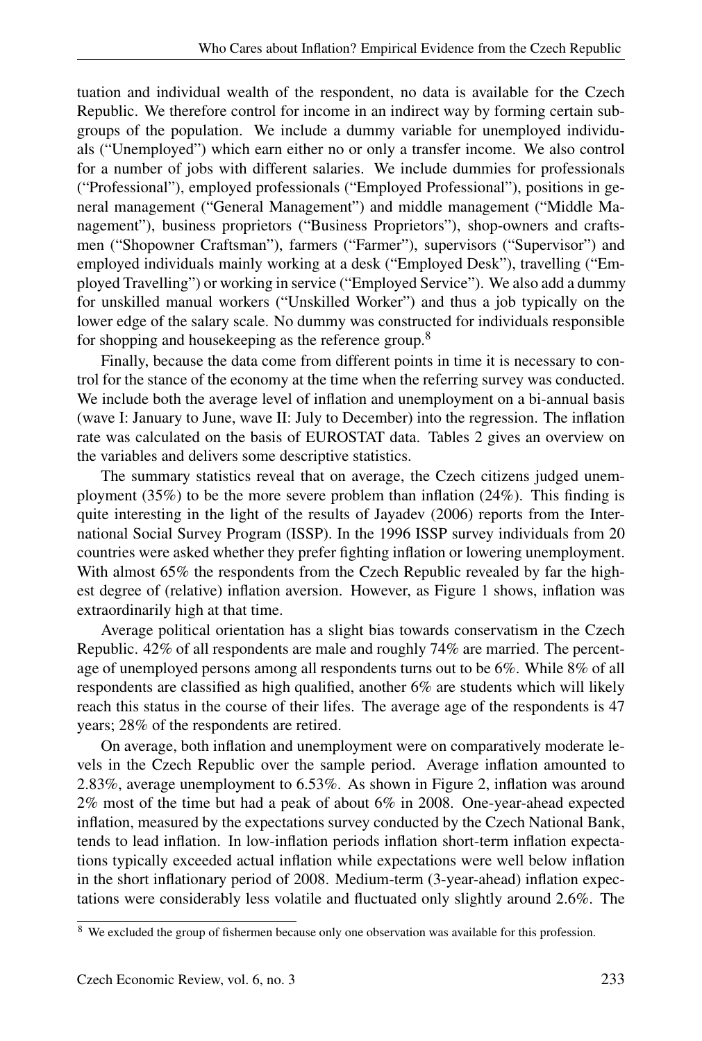tuation and individual wealth of the respondent, no data is available for the Czech Republic. We therefore control for income in an indirect way by forming certain subgroups of the population. We include a dummy variable for unemployed individuals ("Unemployed") which earn either no or only a transfer income. We also control for a number of jobs with different salaries. We include dummies for professionals ("Professional"), employed professionals ("Employed Professional"), positions in general management ("General Management") and middle management ("Middle Management"), business proprietors ("Business Proprietors"), shop-owners and craftsmen ("Shopowner Craftsman"), farmers ("Farmer"), supervisors ("Supervisor") and employed individuals mainly working at a desk ("Employed Desk"), travelling ("Employed Travelling") or working in service ("Employed Service"). We also add a dummy for unskilled manual workers ("Unskilled Worker") and thus a job typically on the lower edge of the salary scale. No dummy was constructed for individuals responsible for shopping and housekeeping as the reference group.[8]

Finally, because the data come from different points in time it is necessary to control for the stance of the economy at the time when the referring survey was conducted. We include both the average level of inflation and unemployment on a bi-annual basis (wave I: January to June, wave II: July to December) into the regression. The inflation rate was calculated on the basis of EUROSTAT data. Tables 2 gives an overview on the variables and delivers some descriptive statistics.

The summary statistics reveal that on average, the Czech citizens judged unemployment (35%) to be the more severe problem than inflation (24%). This finding is quite interesting in the light of the results of Jayadev (2006) reports from the International Social Survey Program (ISSP). In the 1996 ISSP survey individuals from 20 countries were asked whether they prefer fighting inflation or lowering unemployment. With almost 65% the respondents from the Czech Republic revealed by far the highest degree of (relative) inflation aversion. However, as Figure 1 shows, inflation was extraordinarily high at that time.

Average political orientation has a slight bias towards conservatism in the Czech Republic. 42% of all respondents are male and roughly 74% are married. The percentage of unemployed persons among all respondents turns out to be 6%. While 8% of all respondents are classified as high qualified, another 6% are students which will likely reach this status in the course of their lifes. The average age of the respondents is 47 years; 28% of the respondents are retired.

On average, both inflation and unemployment were on comparatively moderate levels in the Czech Republic over the sample period. Average inflation amounted to 2.83%, average unemployment to 6.53%. As shown in Figure 2, inflation was around 2% most of the time but had a peak of about 6% in 2008. One-year-ahead expected inflation, measured by the expectations survey conducted by the Czech National Bank, tends to lead inflation. In low-inflation periods inflation short-term inflation expectations typically exceeded actual inflation while expectations were well below inflation in the short inflationary period of 2008. Medium-term (3-year-ahead) inflation expectations were considerably less volatile and fluctuated only slightly around 2.6%. The

[8] We excluded the group of fishermen because only one observation was available for this profession.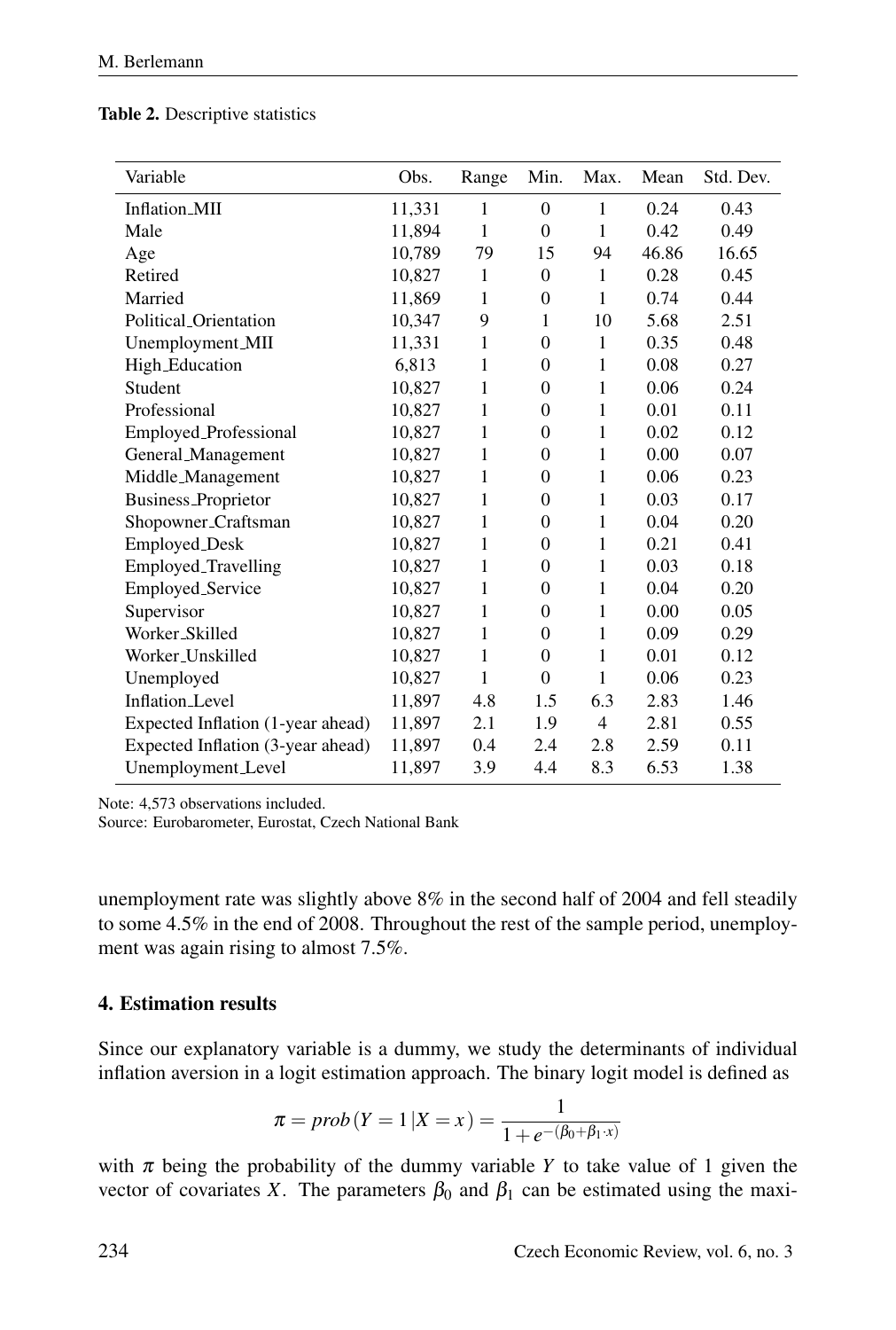**Table 2.** Descriptive statistics

| Variable | Obs. | Range | Min. | Max. | Mean | Std. Dev. |
|---|---|---|---|---|---|---|
| Inflation_MII | 11,331 | 1 | 0 | 1 | 0.24 | 0.43 |
| Male | 11,894 | 1 | 0 | 1 | 0.42 | 0.49 |
| Age | 10,789 | 79 | 15 | 94 | 46.86 | 16.65 |
| Retired | 10,827 | 1 | 0 | 1 | 0.28 | 0.45 |
| Married | 11,869 | 1 | 0 | 1 | 0.74 | 0.44 |
| Political_Orientation | 10,347 | 9 | 1 | 10 | 5.68 | 2.51 |
| Unemployment_MII | 11,331 | 1 | 0 | 1 | 0.35 | 0.48 |
| High_Education | 6,813 | 1 | 0 | 1 | 0.08 | 0.27 |
| Student | 10,827 | 1 | 0 | 1 | 0.06 | 0.24 |
| Professional | 10,827 | 1 | 0 | 1 | 0.01 | 0.11 |
| Employed_Professional | 10,827 | 1 | 0 | 1 | 0.02 | 0.12 |
| General_Management | 10,827 | 1 | 0 | 1 | 0.00 | 0.07 |
| Middle_Management | 10,827 | 1 | 0 | 1 | 0.06 | 0.23 |
| Business_Proprietor | 10,827 | 1 | 0 | 1 | 0.03 | 0.17 |
| Shopowner_Craftsman | 10,827 | 1 | 0 | 1 | 0.04 | 0.20 |
| Employed_Desk | 10,827 | 1 | 0 | 1 | 0.21 | 0.41 |
| Employed_Travelling | 10,827 | 1 | 0 | 1 | 0.03 | 0.18 |
| Employed_Service | 10,827 | 1 | 0 | 1 | 0.04 | 0.20 |
| Supervisor | 10,827 | 1 | 0 | 1 | 0.00 | 0.05 |
| Worker_Skilled | 10,827 | 1 | 0 | 1 | 0.09 | 0.29 |
| Worker_Unskilled | 10,827 | 1 | 0 | 1 | 0.01 | 0.12 |
| Unemployed | 10,827 | 1 | 0 | 1 | 0.06 | 0.23 |
| Inflation_Level | 11,897 | 4.8 | 1.5 | 6.3 | 2.83 | 1.46 |
| Expected Inflation (1-year ahead) | 11,897 | 2.1 | 1.9 | 4 | 2.81 | 0.55 |
| Expected Inflation (3-year ahead) | 11,897 | 0.4 | 2.4 | 2.8 | 2.59 | 0.11 |
| Unemployment_Level | 11,897 | 3.9 | 4.4 | 8.3 | 6.53 | 1.38 |

Note: 4,573 observations included.
Source: Eurobarometer, Eurostat, Czech National Bank

unemployment rate was slightly above 8% in the second half of 2004 and fell steadily to some 4.5% in the end of 2008. Throughout the rest of the sample period, unemployment was again rising to almost 7.5%.

## 4. Estimation results

Since our explanatory variable is a dummy, we study the determinants of individual inflation aversion in a logit estimation approach. The binary logit model is defined as

$$\pi = prob(Y = 1|X = x) = \frac{1}{1 + e^{-(\beta_0 + \beta_1 \cdot x)}}$$

with $\pi$ being the probability of the dummy variable $Y$ to take value of 1 given the vector of covariates $X$. The parameters $\beta_0$ and $\beta_1$ can be estimated using the maxi-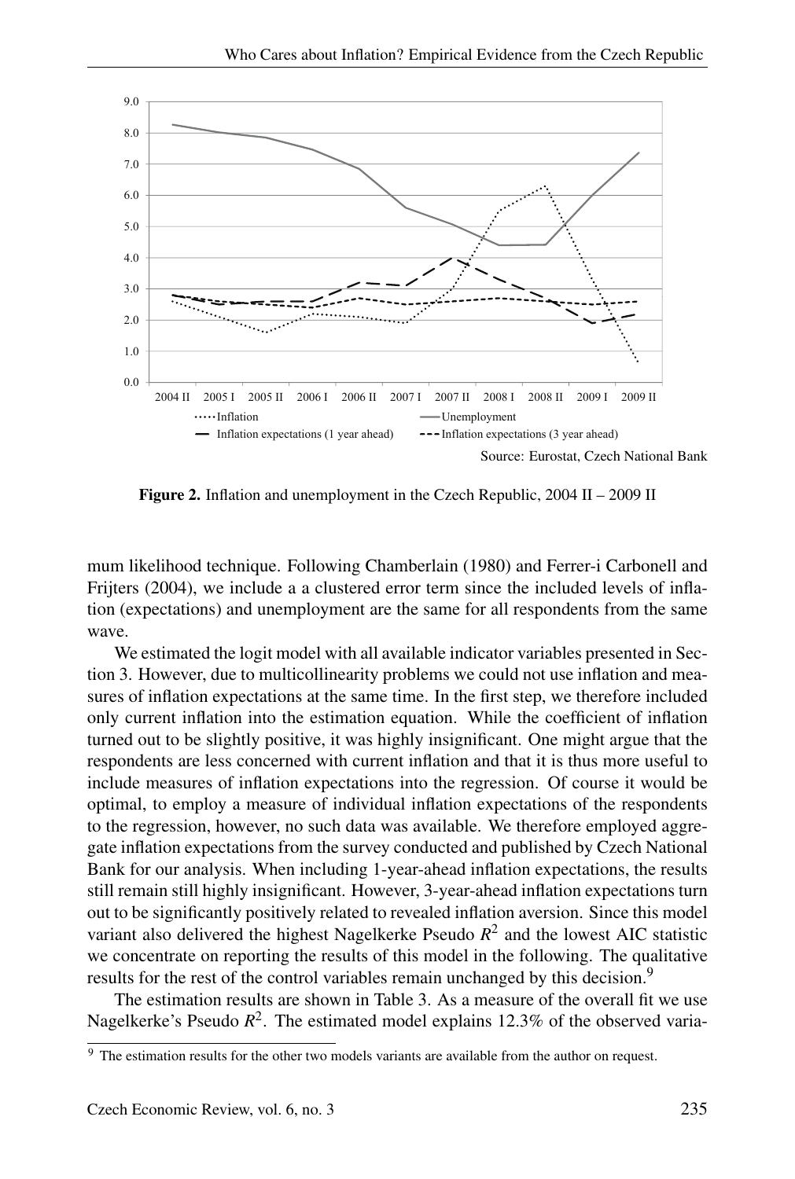Source: Eurostat, Czech National Bank

**Figure 2.** Inflation and unemployment in the Czech Republic, 2004 II – 2009 II

mum likelihood technique. Following Chamberlain (1980) and Ferrer-i Carbonell and Frijters (2004), we include a a clustered error term since the included levels of inflation (expectations) and unemployment are the same for all respondents from the same wave.

We estimated the logit model with all available indicator variables presented in Section 3. However, due to multicollinearity problems we could not use inflation and measures of inflation expectations at the same time. In the first step, we therefore included only current inflation into the estimation equation. While the coefficient of inflation turned out to be slightly positive, it was highly insignificant. One might argue that the respondents are less concerned with current inflation and that it is thus more useful to include measures of inflation expectations into the regression. Of course it would be optimal, to employ a measure of individual inflation expectations of the respondents to the regression, however, no such data was available. We therefore employed aggregate inflation expectations from the survey conducted and published by Czech National Bank for our analysis. When including 1-year-ahead inflation expectations, the results still remain still highly insignificant. However, 3-year-ahead inflation expectations turn out to be significantly positively related to revealed inflation aversion. Since this model variant also delivered the highest Nagelkerke Pseudo $R^2$ and the lowest AIC statistic we concentrate on reporting the results of this model in the following. The qualitative results for the rest of the control variables remain unchanged by this decision.[9]

The estimation results are shown in Table 3. As a measure of the overall fit we use Nagelkerke's Pseudo $R^2$. The estimated model explains 12.3% of the observed varia-

[9] The estimation results for the other two models variants are available from the author on request.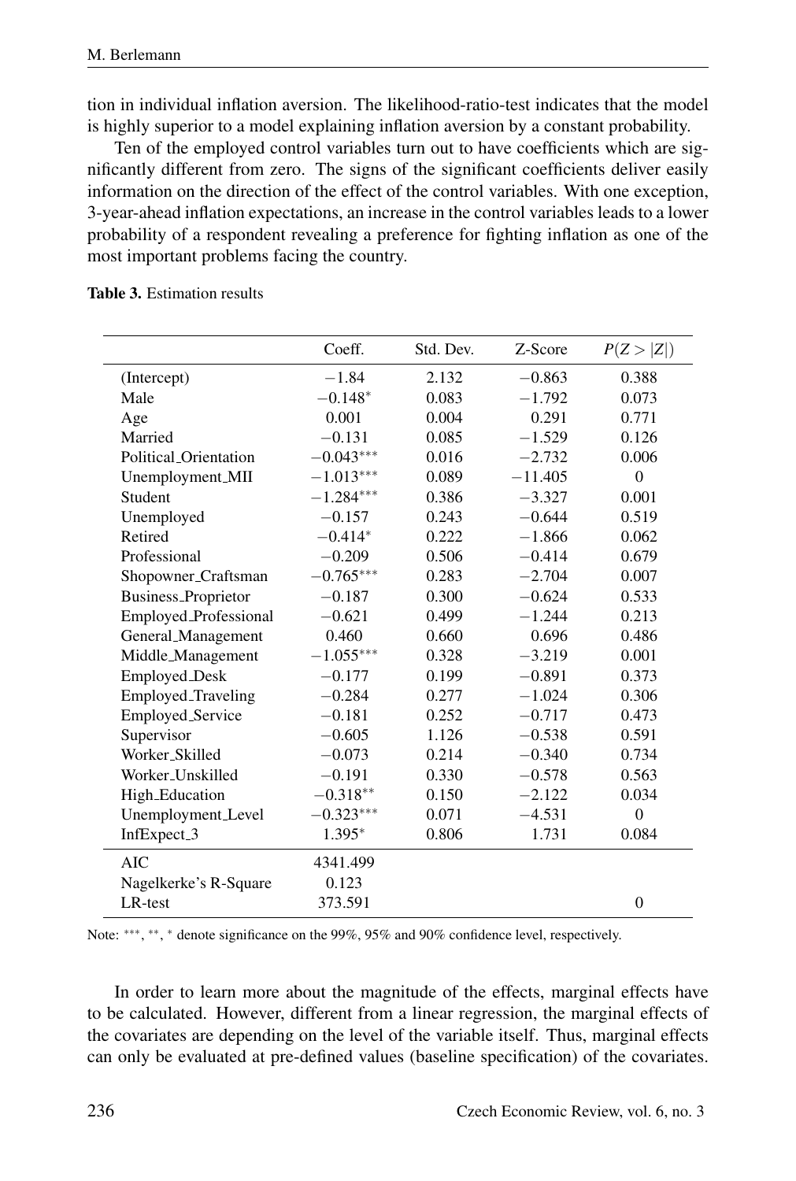tion in individual inflation aversion. The likelihood-ratio-test indicates that the model is highly superior to a model explaining inflation aversion by a constant probability.

Ten of the employed control variables turn out to have coefficients which are significantly different from zero. The signs of the significant coefficients deliver easily information on the direction of the effect of the control variables. With one exception, 3-year-ahead inflation expectations, an increase in the control variables leads to a lower probability of a respondent revealing a preference for fighting inflation as one of the most important problems facing the country.

**Table 3.** Estimation results

| | Coeff. | Std. Dev. | Z-Score | $P(Z > \|Z\|)$ |
|---|---|---|---|---|
| (Intercept) | $-1.84$ | 2.132 | $-0.863$ | 0.388 |
| Male | $-0.148^{*}$ | 0.083 | $-1.792$ | 0.073 |
| Age | 0.001 | 0.004 | 0.291 | 0.771 |
| Married | $-0.131$ | 0.085 | $-1.529$ | 0.126 |
| Political_Orientation | $-0.043^{***}$ | 0.016 | $-2.732$ | 0.006 |
| Unemployment_MII | $-1.013^{***}$ | 0.089 | $-11.405$ | 0 |
| Student | $-1.284^{***}$ | 0.386 | $-3.327$ | 0.001 |
| Unemployed | $-0.157$ | 0.243 | $-0.644$ | 0.519 |
| Retired | $-0.414^{*}$ | 0.222 | $-1.866$ | 0.062 |
| Professional | $-0.209$ | 0.506 | $-0.414$ | 0.679 |
| Shopowner_Craftsman | $-0.765^{***}$ | 0.283 | $-2.704$ | 0.007 |
| Business_Proprietor | $-0.187$ | 0.300 | $-0.624$ | 0.533 |
| Employed_Professional | $-0.621$ | 0.499 | $-1.244$ | 0.213 |
| General_Management | 0.460 | 0.660 | 0.696 | 0.486 |
| Middle_Management | $-1.055^{***}$ | 0.328 | $-3.219$ | 0.001 |
| Employed_Desk | $-0.177$ | 0.199 | $-0.891$ | 0.373 |
| Employed_Traveling | $-0.284$ | 0.277 | $-1.024$ | 0.306 |
| Employed_Service | $-0.181$ | 0.252 | $-0.717$ | 0.473 |
| Supervisor | $-0.605$ | 1.126 | $-0.538$ | 0.591 |
| Worker_Skilled | $-0.073$ | 0.214 | $-0.340$ | 0.734 |
| Worker_Unskilled | $-0.191$ | 0.330 | $-0.578$ | 0.563 |
| High_Education | $-0.318^{**}$ | 0.150 | $-2.122$ | 0.034 |
| Unemployment_Level | $-0.323^{***}$ | 0.071 | $-4.531$ | 0 |
| InfExpect_3 | $1.395^{*}$ | 0.806 | 1.731 | 0.084 |
| AIC | 4341.499 | | | |
| Nagelkerke's R-Square | 0.123 | | | |
| LR-test | 373.591 | | | 0 |

Note: $^{***}$, $^{**}$, $^{*}$ denote significance on the 99%, 95% and 90% confidence level, respectively.

In order to learn more about the magnitude of the effects, marginal effects have to be calculated. However, different from a linear regression, the marginal effects of the covariates are depending on the level of the variable itself. Thus, marginal effects can only be evaluated at pre-defined values (baseline specification) of the covariates.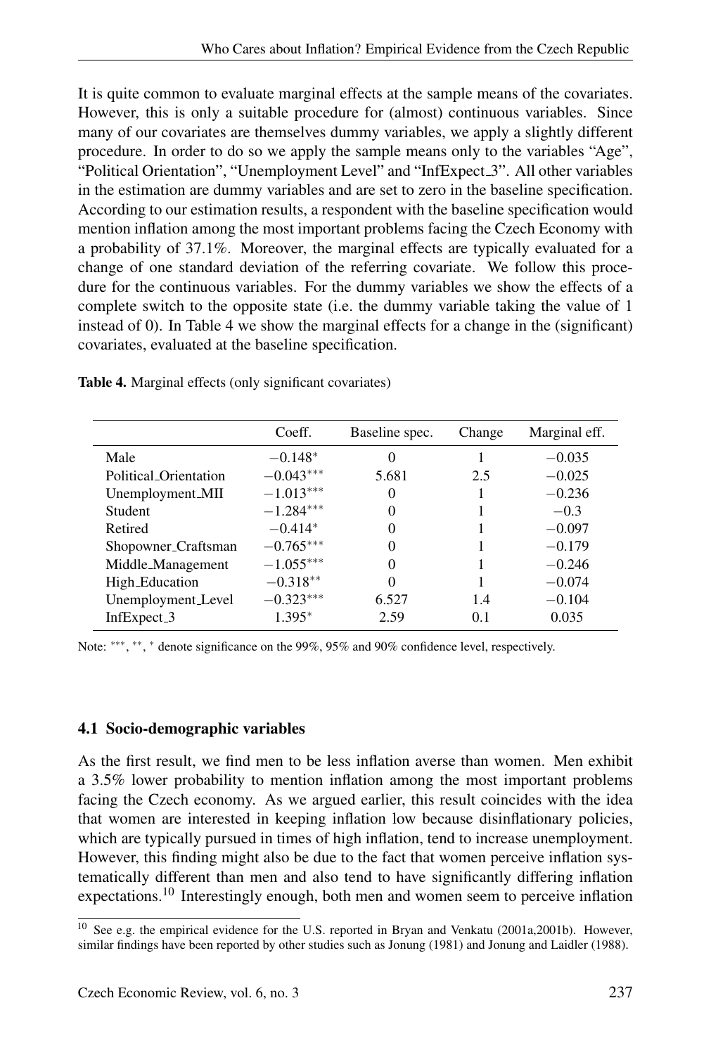It is quite common to evaluate marginal effects at the sample means of the covariates. However, this is only a suitable procedure for (almost) continuous variables. Since many of our covariates are themselves dummy variables, we apply a slightly different procedure. In order to do so we apply the sample means only to the variables "Age", "Political Orientation", "Unemployment Level" and "InfExpect_3". All other variables in the estimation are dummy variables and are set to zero in the baseline specification. According to our estimation results, a respondent with the baseline specification would mention inflation among the most important problems facing the Czech Economy with a probability of 37.1%. Moreover, the marginal effects are typically evaluated for a change of one standard deviation of the referring covariate. We follow this procedure for the continuous variables. For the dummy variables we show the effects of a complete switch to the opposite state (i.e. the dummy variable taking the value of 1 instead of 0). In Table 4 we show the marginal effects for a change in the (significant) covariates, evaluated at the baseline specification.

**Table 4.** Marginal effects (only significant covariates)

| | Coeff. | Baseline spec. | Change | Marginal eff. |
|---|---|---|---|---|
| Male | $-0.148^{*}$ | 0 | 1 | $-0.035$ |
| Political_Orientation | $-0.043^{***}$ | 5.681 | 2.5 | $-0.025$ |
| Unemployment_MII | $-1.013^{***}$ | 0 | 1 | $-0.236$ |
| Student | $-1.284^{***}$ | 0 | 1 | $-0.3$ |
| Retired | $-0.414^{*}$ | 0 | 1 | $-0.097$ |
| Shopowner_Craftsman | $-0.765^{***}$ | 0 | 1 | $-0.179$ |
| Middle_Management | $-1.055^{***}$ | 0 | 1 | $-0.246$ |
| High_Education | $-0.318^{**}$ | 0 | 1 | $-0.074$ |
| Unemployment_Level | $-0.323^{***}$ | 6.527 | 1.4 | $-0.104$ |
| InfExpect_3 | $1.395^{*}$ | 2.59 | 0.1 | 0.035 |

Note: $^{***}$, $^{**}$, $^{*}$ denote significance on the 99%, 95% and 90% confidence level, respectively.

### 4.1 Socio-demographic variables

As the first result, we find men to be less inflation averse than women. Men exhibit a 3.5% lower probability to mention inflation among the most important problems facing the Czech economy. As we argued earlier, this result coincides with the idea that women are interested in keeping inflation low because disinflationary policies, which are typically pursued in times of high inflation, tend to increase unemployment. However, this finding might also be due to the fact that women perceive inflation systematically different than men and also tend to have significantly differing inflation expectations.[10] Interestingly enough, both men and women seem to perceive inflation

[10] See e.g. the empirical evidence for the U.S. reported in Bryan and Venkatu (2001a,2001b). However, similar findings have been reported by other studies such as Jonung (1981) and Jonung and Laidler (1988).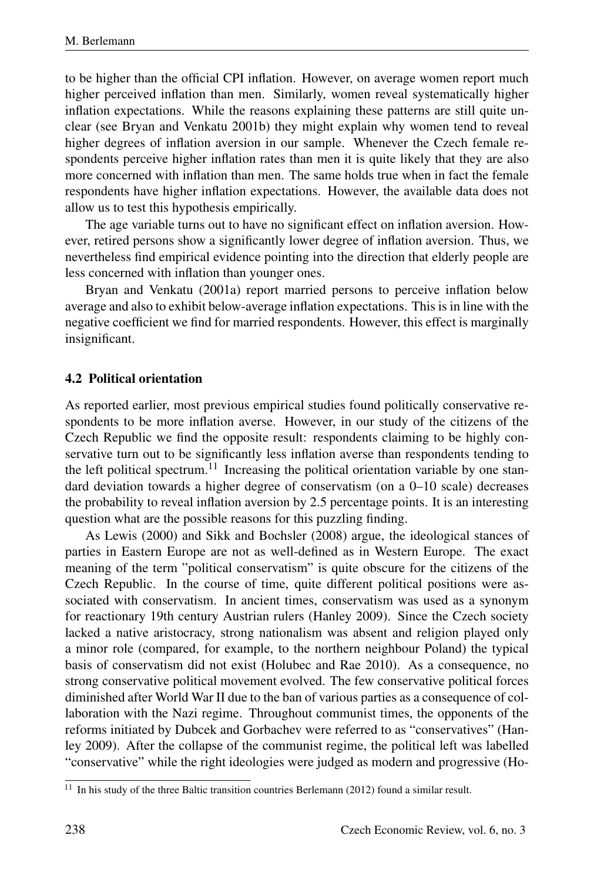to be higher than the official CPI inflation. However, on average women report much higher perceived inflation than men. Similarly, women reveal systematically higher inflation expectations. While the reasons explaining these patterns are still quite unclear (see Bryan and Venkatu 2001b) they might explain why women tend to reveal higher degrees of inflation aversion in our sample. Whenever the Czech female respondents perceive higher inflation rates than men it is quite likely that they are also more concerned with inflation than men. The same holds true when in fact the female respondents have higher inflation expectations. However, the available data does not allow us to test this hypothesis empirically.

The age variable turns out to have no significant effect on inflation aversion. However, retired persons show a significantly lower degree of inflation aversion. Thus, we nevertheless find empirical evidence pointing into the direction that elderly people are less concerned with inflation than younger ones.

Bryan and Venkatu (2001a) report married persons to perceive inflation below average and also to exhibit below-average inflation expectations. This is in line with the negative coefficient we find for married respondents. However, this effect is marginally insignificant.

### 4.2 Political orientation

As reported earlier, most previous empirical studies found politically conservative respondents to be more inflation averse. However, in our study of the citizens of the Czech Republic we find the opposite result: respondents claiming to be highly conservative turn out to be significantly less inflation averse than respondents tending to the left political spectrum.[11] Increasing the political orientation variable by one standard deviation towards a higher degree of conservatism (on a 0–10 scale) decreases the probability to reveal inflation aversion by 2.5 percentage points. It is an interesting question what are the possible reasons for this puzzling finding.

As Lewis (2000) and Sikk and Bochsler (2008) argue, the ideological stances of parties in Eastern Europe are not as well-defined as in Western Europe. The exact meaning of the term "political conservatism" is quite obscure for the citizens of the Czech Republic. In the course of time, quite different political positions were associated with conservatism. In ancient times, conservatism was used as a synonym for reactionary 19th century Austrian rulers (Hanley 2009). Since the Czech society lacked a native aristocracy, strong nationalism was absent and religion played only a minor role (compared, for example, to the northern neighbour Poland) the typical basis of conservatism did not exist (Holubec and Rae 2010). As a consequence, no strong conservative political movement evolved. The few conservative political forces diminished after World War II due to the ban of various parties as a consequence of collaboration with the Nazi regime. Throughout communist times, the opponents of the reforms initiated by Dubcek and Gorbachev were referred to as "conservatives" (Hanley 2009). After the collapse of the communist regime, the political left was labelled "conservative" while the right ideologies were judged as modern and progressive (Ho-

[11] In his study of the three Baltic transition countries Berlemann (2012) found a similar result.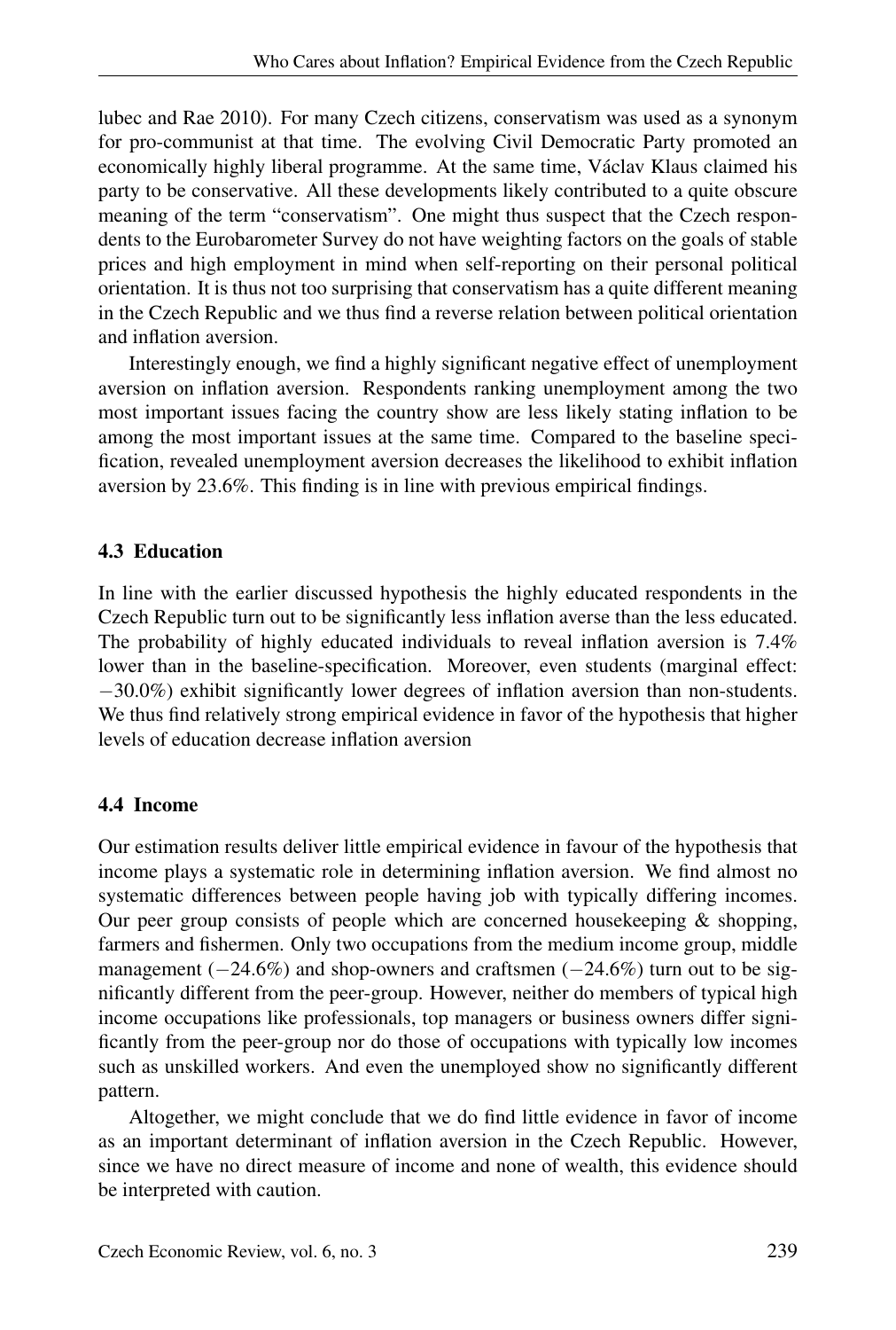lubec and Rae 2010). For many Czech citizens, conservatism was used as a synonym for pro-communist at that time. The evolving Civil Democratic Party promoted an economically highly liberal programme. At the same time, Václav Klaus claimed his party to be conservative. All these developments likely contributed to a quite obscure meaning of the term "conservatism". One might thus suspect that the Czech respondents to the Eurobarometer Survey do not have weighting factors on the goals of stable prices and high employment in mind when self-reporting on their personal political orientation. It is thus not too surprising that conservatism has a quite different meaning in the Czech Republic and we thus find a reverse relation between political orientation and inflation aversion.

Interestingly enough, we find a highly significant negative effect of unemployment aversion on inflation aversion. Respondents ranking unemployment among the two most important issues facing the country show are less likely stating inflation to be among the most important issues at the same time. Compared to the baseline specification, revealed unemployment aversion decreases the likelihood to exhibit inflation aversion by 23.6%. This finding is in line with previous empirical findings.

### 4.3 Education

In line with the earlier discussed hypothesis the highly educated respondents in the Czech Republic turn out to be significantly less inflation averse than the less educated. The probability of highly educated individuals to reveal inflation aversion is 7.4% lower than in the baseline-specification. Moreover, even students (marginal effect: −30.0%) exhibit significantly lower degrees of inflation aversion than non-students. We thus find relatively strong empirical evidence in favor of the hypothesis that higher levels of education decrease inflation aversion

### 4.4 Income

Our estimation results deliver little empirical evidence in favour of the hypothesis that income plays a systematic role in determining inflation aversion. We find almost no systematic differences between people having job with typically differing incomes. Our peer group consists of people which are concerned housekeeping & shopping, farmers and fishermen. Only two occupations from the medium income group, middle management (−24.6%) and shop-owners and craftsmen (−24.6%) turn out to be significantly different from the peer-group. However, neither do members of typical high income occupations like professionals, top managers or business owners differ significantly from the peer-group nor do those of occupations with typically low incomes such as unskilled workers. And even the unemployed show no significantly different pattern.

Altogether, we might conclude that we do find little evidence in favor of income as an important determinant of inflation aversion in the Czech Republic. However, since we have no direct measure of income and none of wealth, this evidence should be interpreted with caution.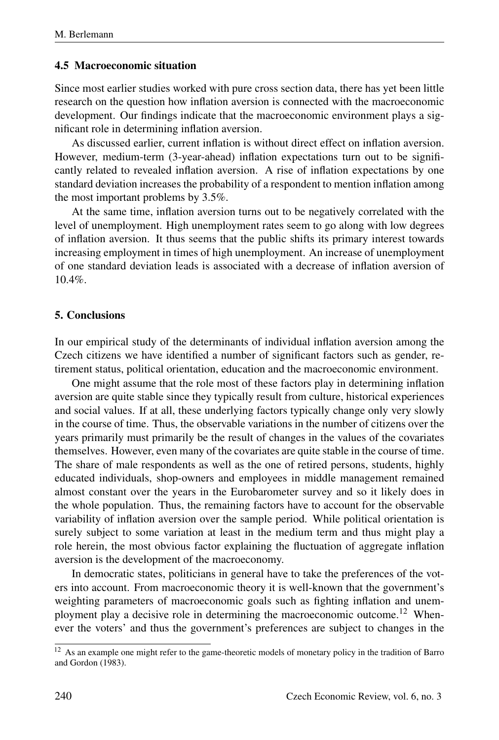### 4.5 Macroeconomic situation

Since most earlier studies worked with pure cross section data, there has yet been little research on the question how inflation aversion is connected with the macroeconomic development. Our findings indicate that the macroeconomic environment plays a significant role in determining inflation aversion.

As discussed earlier, current inflation is without direct effect on inflation aversion. However, medium-term (3-year-ahead) inflation expectations turn out to be significantly related to revealed inflation aversion. A rise of inflation expectations by one standard deviation increases the probability of a respondent to mention inflation among the most important problems by 3.5%.

At the same time, inflation aversion turns out to be negatively correlated with the level of unemployment. High unemployment rates seem to go along with low degrees of inflation aversion. It thus seems that the public shifts its primary interest towards increasing employment in times of high unemployment. An increase of unemployment of one standard deviation leads is associated with a decrease of inflation aversion of 10.4%.

## 5. Conclusions

In our empirical study of the determinants of individual inflation aversion among the Czech citizens we have identified a number of significant factors such as gender, retirement status, political orientation, education and the macroeconomic environment.

One might assume that the role most of these factors play in determining inflation aversion are quite stable since they typically result from culture, historical experiences and social values. If at all, these underlying factors typically change only very slowly in the course of time. Thus, the observable variations in the number of citizens over the years primarily must primarily be the result of changes in the values of the covariates themselves. However, even many of the covariates are quite stable in the course of time. The share of male respondents as well as the one of retired persons, students, highly educated individuals, shop-owners and employees in middle management remained almost constant over the years in the Eurobarometer survey and so it likely does in the whole population. Thus, the remaining factors have to account for the observable variability of inflation aversion over the sample period. While political orientation is surely subject to some variation at least in the medium term and thus might play a role herein, the most obvious factor explaining the fluctuation of aggregate inflation aversion is the development of the macroeconomy.

In democratic states, politicians in general have to take the preferences of the voters into account. From macroeconomic theory it is well-known that the government's weighting parameters of macroeconomic goals such as fighting inflation and unemployment play a decisive role in determining the macroeconomic outcome.[12] Whenever the voters' and thus the government's preferences are subject to changes in the

[12] As an example one might refer to the game-theoretic models of monetary policy in the tradition of Barro and Gordon (1983).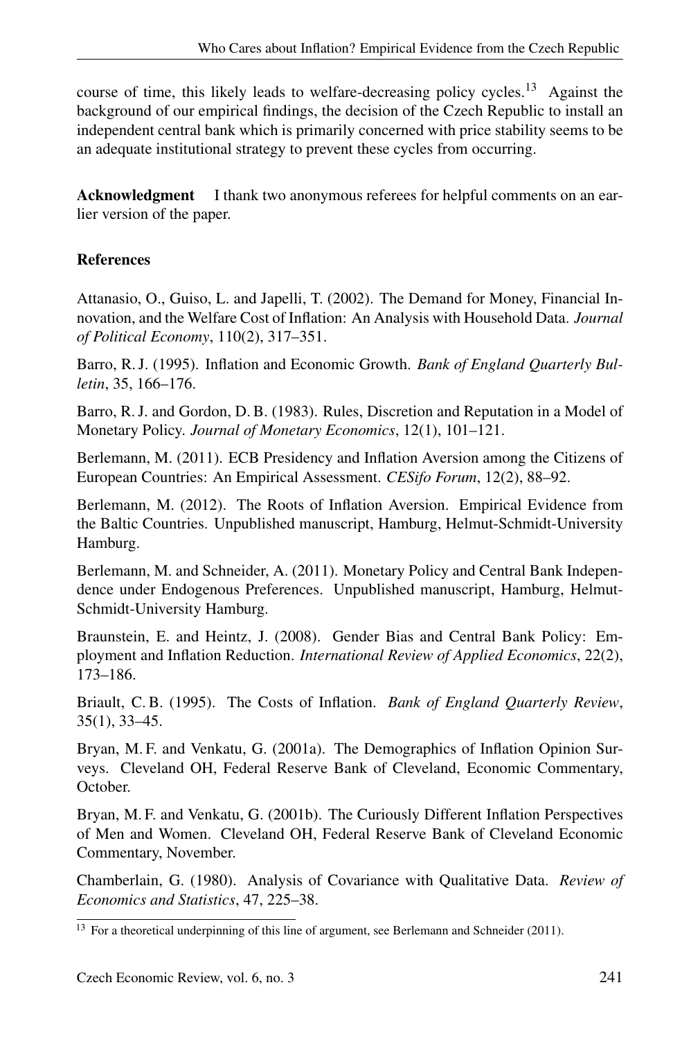course of time, this likely leads to welfare-decreasing policy cycles.[13] Against the background of our empirical findings, the decision of the Czech Republic to install an independent central bank which is primarily concerned with price stability seems to be an adequate institutional strategy to prevent these cycles from occurring.

**Acknowledgment** I thank two anonymous referees for helpful comments on an earlier version of the paper.

**References**

Attanasio, O., Guiso, L. and Japelli, T. (2002). The Demand for Money, Financial Innovation, and the Welfare Cost of Inflation: An Analysis with Household Data. *Journal of Political Economy*, 110(2), 317–351.

Barro, R. J. (1995). Inflation and Economic Growth. *Bank of England Quarterly Bulletin*, 35, 166–176.

Barro, R. J. and Gordon, D. B. (1983). Rules, Discretion and Reputation in a Model of Monetary Policy. *Journal of Monetary Economics*, 12(1), 101–121.

Berlemann, M. (2011). ECB Presidency and Inflation Aversion among the Citizens of European Countries: An Empirical Assessment. *CESifo Forum*, 12(2), 88–92.

Berlemann, M. (2012). The Roots of Inflation Aversion. Empirical Evidence from the Baltic Countries. Unpublished manuscript, Hamburg, Helmut-Schmidt-University Hamburg.

Berlemann, M. and Schneider, A. (2011). Monetary Policy and Central Bank Independence under Endogenous Preferences. Unpublished manuscript, Hamburg, Helmut-Schmidt-University Hamburg.

Braunstein, E. and Heintz, J. (2008). Gender Bias and Central Bank Policy: Employment and Inflation Reduction. *International Review of Applied Economics*, 22(2), 173–186.

Briault, C. B. (1995). The Costs of Inflation. *Bank of England Quarterly Review*, 35(1), 33–45.

Bryan, M. F. and Venkatu, G. (2001a). The Demographics of Inflation Opinion Surveys. Cleveland OH, Federal Reserve Bank of Cleveland, Economic Commentary, October.

Bryan, M. F. and Venkatu, G. (2001b). The Curiously Different Inflation Perspectives of Men and Women. Cleveland OH, Federal Reserve Bank of Cleveland Economic Commentary, November.

Chamberlain, G. (1980). Analysis of Covariance with Qualitative Data. *Review of Economics and Statistics*, 47, 225–38.

[13] For a theoretical underpinning of this line of argument, see Berlemann and Schneider (2011).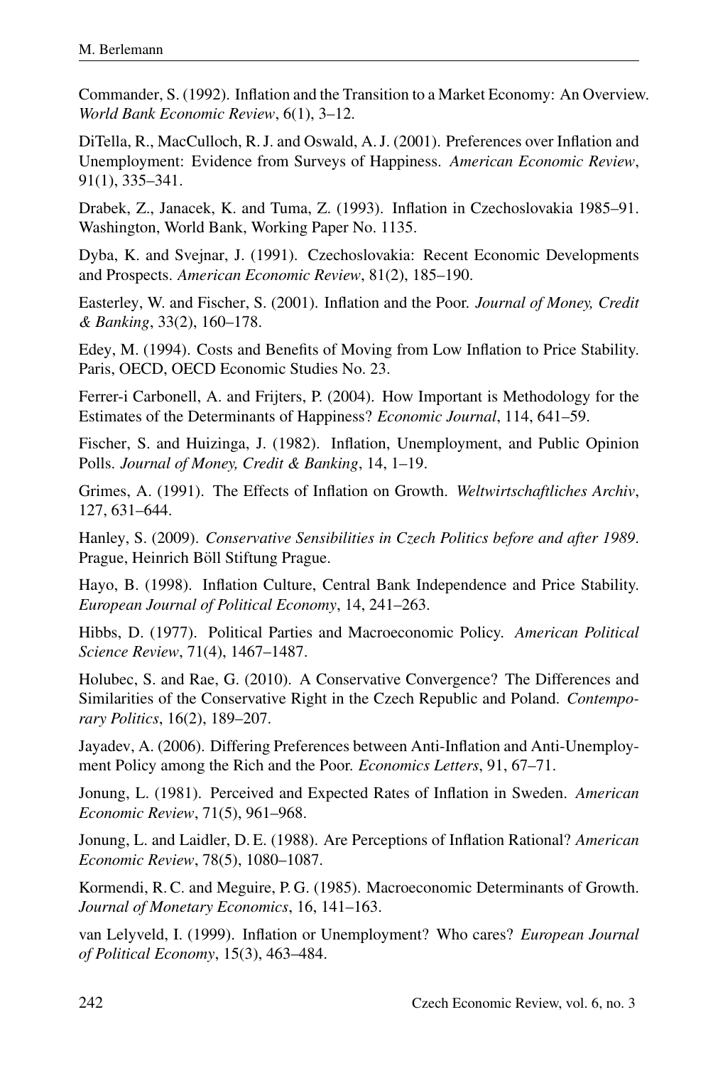Commander, S. (1992). Inflation and the Transition to a Market Economy: An Overview. *World Bank Economic Review*, 6(1), 3–12.

DiTella, R., MacCulloch, R. J. and Oswald, A. J. (2001). Preferences over Inflation and Unemployment: Evidence from Surveys of Happiness. *American Economic Review*, 91(1), 335–341.

Drabek, Z., Janacek, K. and Tuma, Z. (1993). Inflation in Czechoslovakia 1985–91. Washington, World Bank, Working Paper No. 1135.

Dyba, K. and Svejnar, J. (1991). Czechoslovakia: Recent Economic Developments and Prospects. *American Economic Review*, 81(2), 185–190.

Easterley, W. and Fischer, S. (2001). Inflation and the Poor. *Journal of Money, Credit & Banking*, 33(2), 160–178.

Edey, M. (1994). Costs and Benefits of Moving from Low Inflation to Price Stability. Paris, OECD, OECD Economic Studies No. 23.

Ferrer-i Carbonell, A. and Frijters, P. (2004). How Important is Methodology for the Estimates of the Determinants of Happiness? *Economic Journal*, 114, 641–59.

Fischer, S. and Huizinga, J. (1982). Inflation, Unemployment, and Public Opinion Polls. *Journal of Money, Credit & Banking*, 14, 1–19.

Grimes, A. (1991). The Effects of Inflation on Growth. *Weltwirtschaftliches Archiv*, 127, 631–644.

Hanley, S. (2009). *Conservative Sensibilities in Czech Politics before and after 1989*. Prague, Heinrich Böll Stiftung Prague.

Hayo, B. (1998). Inflation Culture, Central Bank Independence and Price Stability. *European Journal of Political Economy*, 14, 241–263.

Hibbs, D. (1977). Political Parties and Macroeconomic Policy. *American Political Science Review*, 71(4), 1467–1487.

Holubec, S. and Rae, G. (2010). A Conservative Convergence? The Differences and Similarities of the Conservative Right in the Czech Republic and Poland. *Contemporary Politics*, 16(2), 189–207.

Jayadev, A. (2006). Differing Preferences between Anti-Inflation and Anti-Unemployment Policy among the Rich and the Poor. *Economics Letters*, 91, 67–71.

Jonung, L. (1981). Perceived and Expected Rates of Inflation in Sweden. *American Economic Review*, 71(5), 961–968.

Jonung, L. and Laidler, D. E. (1988). Are Perceptions of Inflation Rational? *American Economic Review*, 78(5), 1080–1087.

Kormendi, R. C. and Meguire, P. G. (1985). Macroeconomic Determinants of Growth. *Journal of Monetary Economics*, 16, 141–163.

van Lelyveld, I. (1999). Inflation or Unemployment? Who cares? *European Journal of Political Economy*, 15(3), 463–484.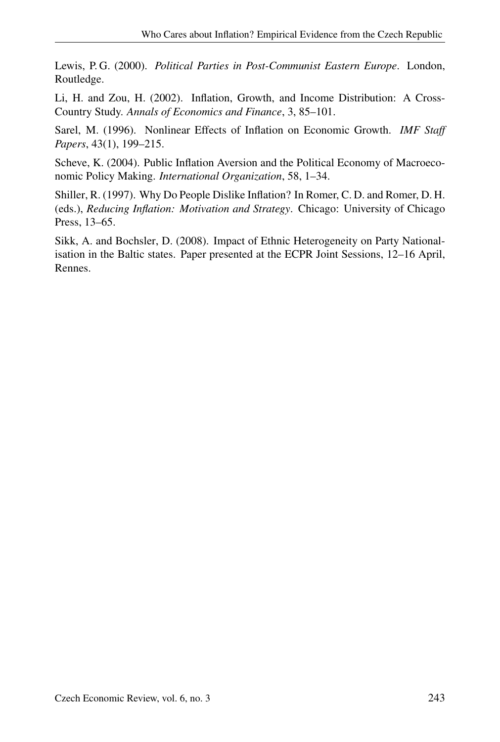Lewis, P. G. (2000). *Political Parties in Post-Communist Eastern Europe*. London, Routledge.

Li, H. and Zou, H. (2002). Inflation, Growth, and Income Distribution: A Cross-Country Study. *Annals of Economics and Finance*, 3, 85–101.

Sarel, M. (1996). Nonlinear Effects of Inflation on Economic Growth. *IMF Staff Papers*, 43(1), 199–215.

Scheve, K. (2004). Public Inflation Aversion and the Political Economy of Macroeconomic Policy Making. *International Organization*, 58, 1–34.

Shiller, R. (1997). Why Do People Dislike Inflation? In Romer, C. D. and Romer, D. H. (eds.), *Reducing Inflation: Motivation and Strategy*. Chicago: University of Chicago Press, 13–65.

Sikk, A. and Bochsler, D. (2008). Impact of Ethnic Heterogeneity on Party Nationalisation in the Baltic states. Paper presented at the ECPR Joint Sessions, 12–16 April, Rennes.